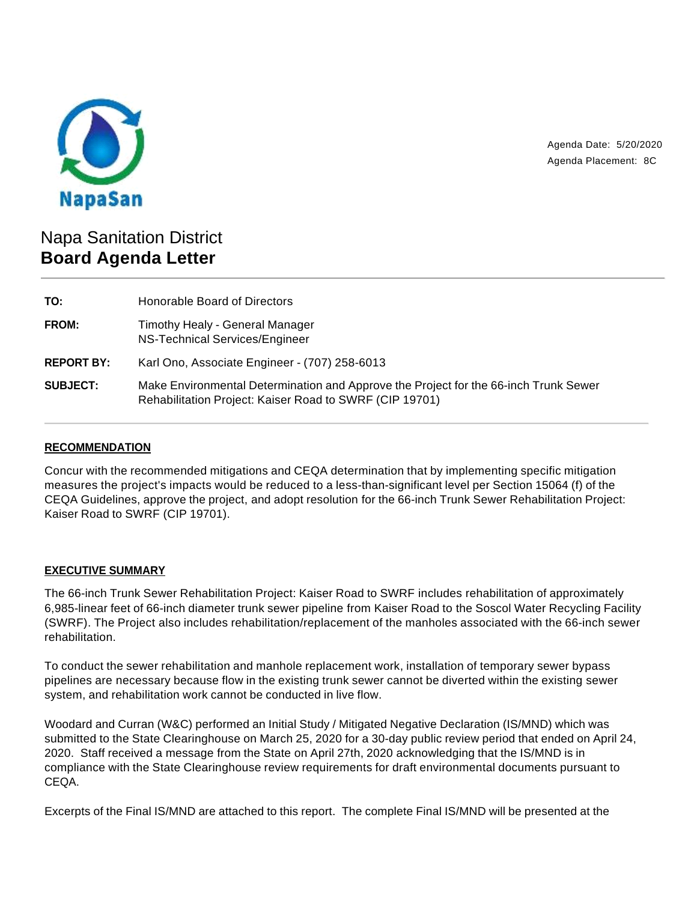NapaSan

Agenda Date: 5/20/2020
Agenda Placement: 8C

# Napa Sanitation District
## Board Agenda Letter

| | |
|---|---|
| **TO:** | Honorable Board of Directors |
| **FROM:** | Timothy Healy - General Manager<br>NS-Technical Services/Engineer |
| **REPORT BY:** | Karl Ono, Associate Engineer - (707) 258-6013 |
| **SUBJECT:** | Make Environmental Determination and Approve the Project for the 66-inch Trunk Sewer Rehabilitation Project: Kaiser Road to SWRF (CIP 19701) |

### RECOMMENDATION

Concur with the recommended mitigations and CEQA determination that by implementing specific mitigation measures the project's impacts would be reduced to a less-than-significant level per Section 15064 (f) of the CEQA Guidelines, approve the project, and adopt resolution for the 66-inch Trunk Sewer Rehabilitation Project: Kaiser Road to SWRF (CIP 19701).

### EXECUTIVE SUMMARY

The 66-inch Trunk Sewer Rehabilitation Project: Kaiser Road to SWRF includes rehabilitation of approximately 6,985-linear feet of 66-inch diameter trunk sewer pipeline from Kaiser Road to the Soscol Water Recycling Facility (SWRF). The Project also includes rehabilitation/replacement of the manholes associated with the 66-inch sewer rehabilitation.

To conduct the sewer rehabilitation and manhole replacement work, installation of temporary sewer bypass pipelines are necessary because flow in the existing trunk sewer cannot be diverted within the existing sewer system, and rehabilitation work cannot be conducted in live flow.

Woodard and Curran (W&C) performed an Initial Study / Mitigated Negative Declaration (IS/MND) which was submitted to the State Clearinghouse on March 25, 2020 for a 30-day public review period that ended on April 24, 2020. Staff received a message from the State on April 27th, 2020 acknowledging that the IS/MND is in compliance with the State Clearinghouse review requirements for draft environmental documents pursuant to CEQA.

Excerpts of the Final IS/MND are attached to this report. The complete Final IS/MND will be presented at the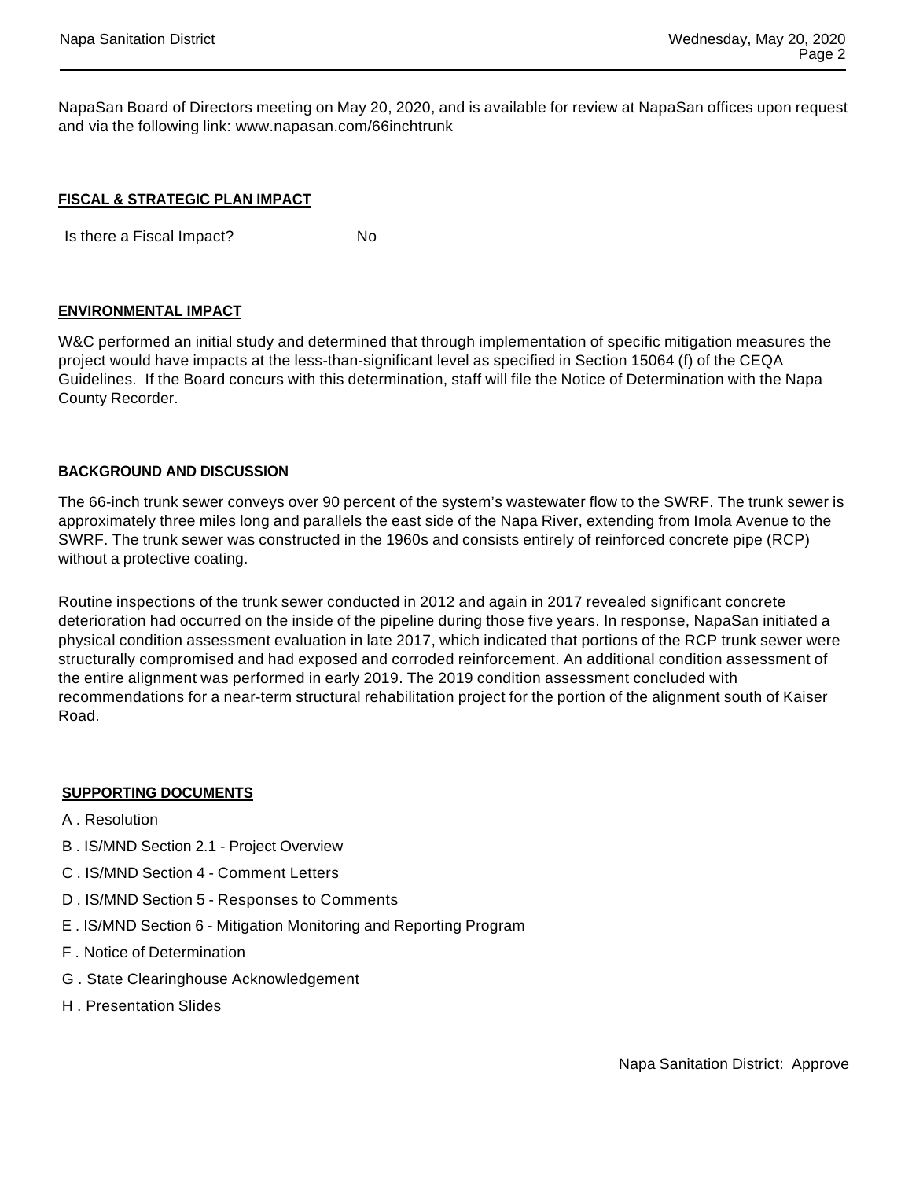NapaSan Board of Directors meeting on May 20, 2020, and is available for review at NapaSan offices upon request and via the following link: www.napasan.com/66inchtrunk

## FISCAL & STRATEGIC PLAN IMPACT

Is there a Fiscal Impact? No

## ENVIRONMENTAL IMPACT

W&C performed an initial study and determined that through implementation of specific mitigation measures the project would have impacts at the less-than-significant level as specified in Section 15064 (f) of the CEQA Guidelines. If the Board concurs with this determination, staff will file the Notice of Determination with the Napa County Recorder.

## BACKGROUND AND DISCUSSION

The 66-inch trunk sewer conveys over 90 percent of the system's wastewater flow to the SWRF. The trunk sewer is approximately three miles long and parallels the east side of the Napa River, extending from Imola Avenue to the SWRF. The trunk sewer was constructed in the 1960s and consists entirely of reinforced concrete pipe (RCP) without a protective coating.

Routine inspections of the trunk sewer conducted in 2012 and again in 2017 revealed significant concrete deterioration had occurred on the inside of the pipeline during those five years. In response, NapaSan initiated a physical condition assessment evaluation in late 2017, which indicated that portions of the RCP trunk sewer were structurally compromised and had exposed and corroded reinforcement. An additional condition assessment of the entire alignment was performed in early 2019. The 2019 condition assessment concluded with recommendations for a near-term structural rehabilitation project for the portion of the alignment south of Kaiser Road.

## SUPPORTING DOCUMENTS

A . Resolution

B . IS/MND Section 2.1 - Project Overview

C . IS/MND Section 4 - Comment Letters

D . IS/MND Section 5 - Responses to Comments

E . IS/MND Section 6 - Mitigation Monitoring and Reporting Program

F . Notice of Determination

G . State Clearinghouse Acknowledgement

H . Presentation Slides

Napa Sanitation District: Approve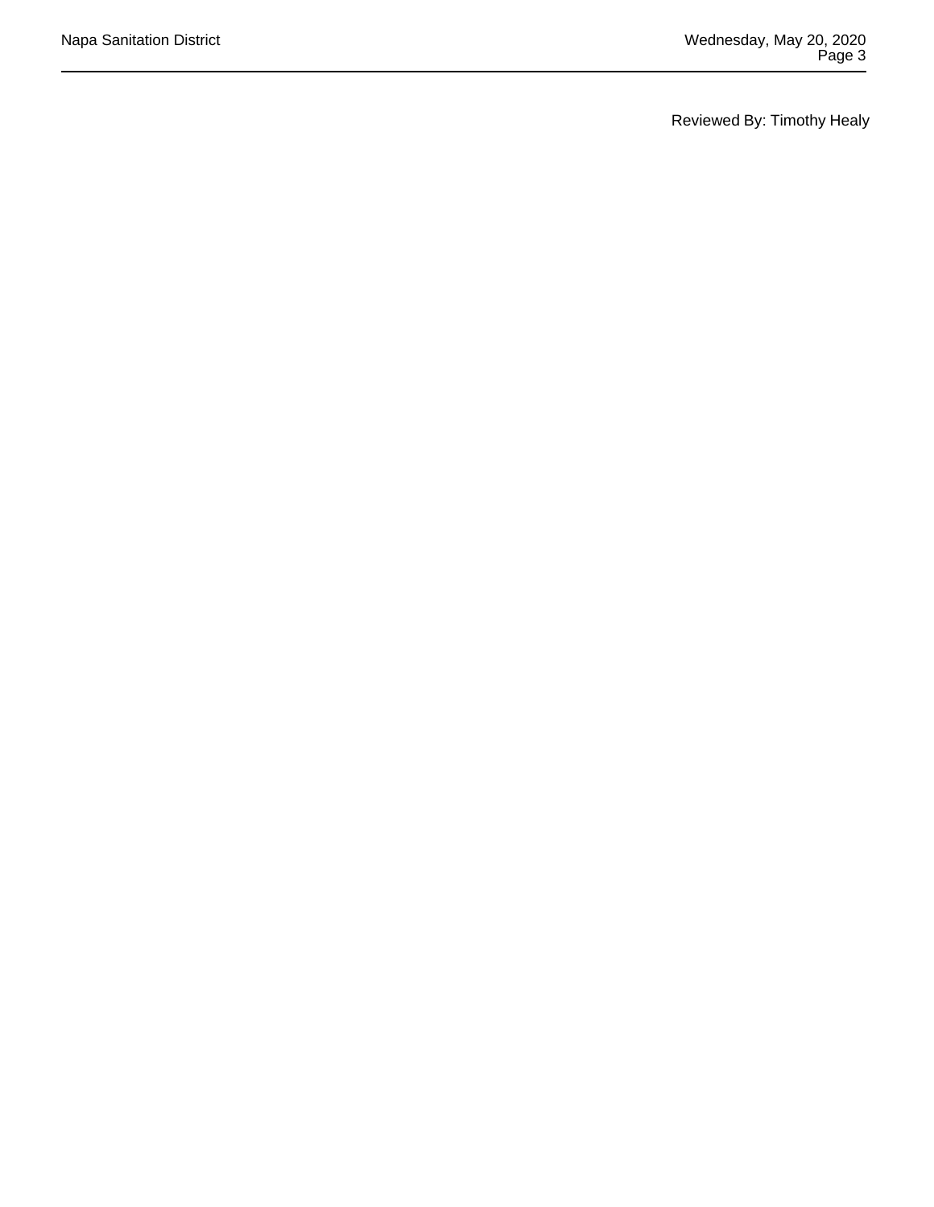Reviewed By: Timothy Healy